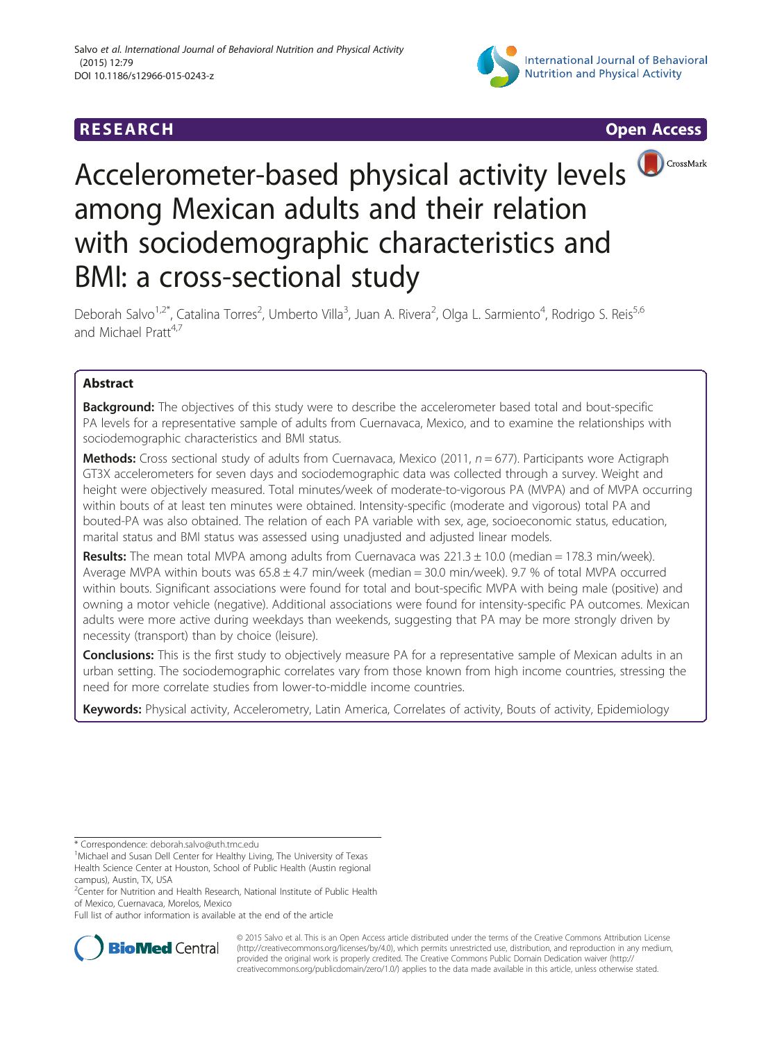RESEARCH Open Access

# Accelerometer-based physical activity levels among Mexican adults and their relation with sociodemographic characteristics and BMI: a cross-sectional study

Deborah Salvo[1,2*], Catalina Torres[2], Umberto Villa[3], Juan A. Rivera[2], Olga L. Sarmiento[4], Rodrigo S. Reis[5,6] and Michael Pratt[4,7]

## Abstract

**Background:** The objectives of this study were to describe the accelerometer based total and bout-specific PA levels for a representative sample of adults from Cuernavaca, Mexico, and to examine the relationships with sociodemographic characteristics and BMI status.

**Methods:** Cross sectional study of adults from Cuernavaca, Mexico (2011, *n* = 677). Participants wore Actigraph GT3X accelerometers for seven days and sociodemographic data was collected through a survey. Weight and height were objectively measured. Total minutes/week of moderate-to-vigorous PA (MVPA) and of MVPA occurring within bouts of at least ten minutes were obtained. Intensity-specific (moderate and vigorous) total PA and bouted-PA was also obtained. The relation of each PA variable with sex, age, socioeconomic status, education, marital status and BMI status was assessed using unadjusted and adjusted linear models.

**Results:** The mean total MVPA among adults from Cuernavaca was 221.3 ± 10.0 (median = 178.3 min/week). Average MVPA within bouts was 65.8 ± 4.7 min/week (median = 30.0 min/week). 9.7 % of total MVPA occurred within bouts. Significant associations were found for total and bout-specific MVPA with being male (positive) and owning a motor vehicle (negative). Additional associations were found for intensity-specific PA outcomes. Mexican adults were more active during weekdays than weekends, suggesting that PA may be more strongly driven by necessity (transport) than by choice (leisure).

**Conclusions:** This is the first study to objectively measure PA for a representative sample of Mexican adults in an urban setting. The sociodemographic correlates vary from those known from high income countries, stressing the need for more correlate studies from lower-to-middle income countries.

**Keywords:** Physical activity, Accelerometry, Latin America, Correlates of activity, Bouts of activity, Epidemiology

---

\* Correspondence: deborah.salvo@uth.tmc.edu
[1]Michael and Susan Dell Center for Healthy Living, The University of Texas Health Science Center at Houston, School of Public Health (Austin regional campus), Austin, TX, USA
[2]Center for Nutrition and Health Research, National Institute of Public Health of Mexico, Cuernavaca, Morelos, Mexico
Full list of author information is available at the end of the article

© 2015 Salvo et al. This is an Open Access article distributed under the terms of the Creative Commons Attribution License (http://creativecommons.org/licenses/by/4.0), which permits unrestricted use, distribution, and reproduction in any medium, provided the original work is properly credited. The Creative Commons Public Domain Dedication waiver (http://creativecommons.org/publicdomain/zero/1.0/) applies to the data made available in this article, unless otherwise stated.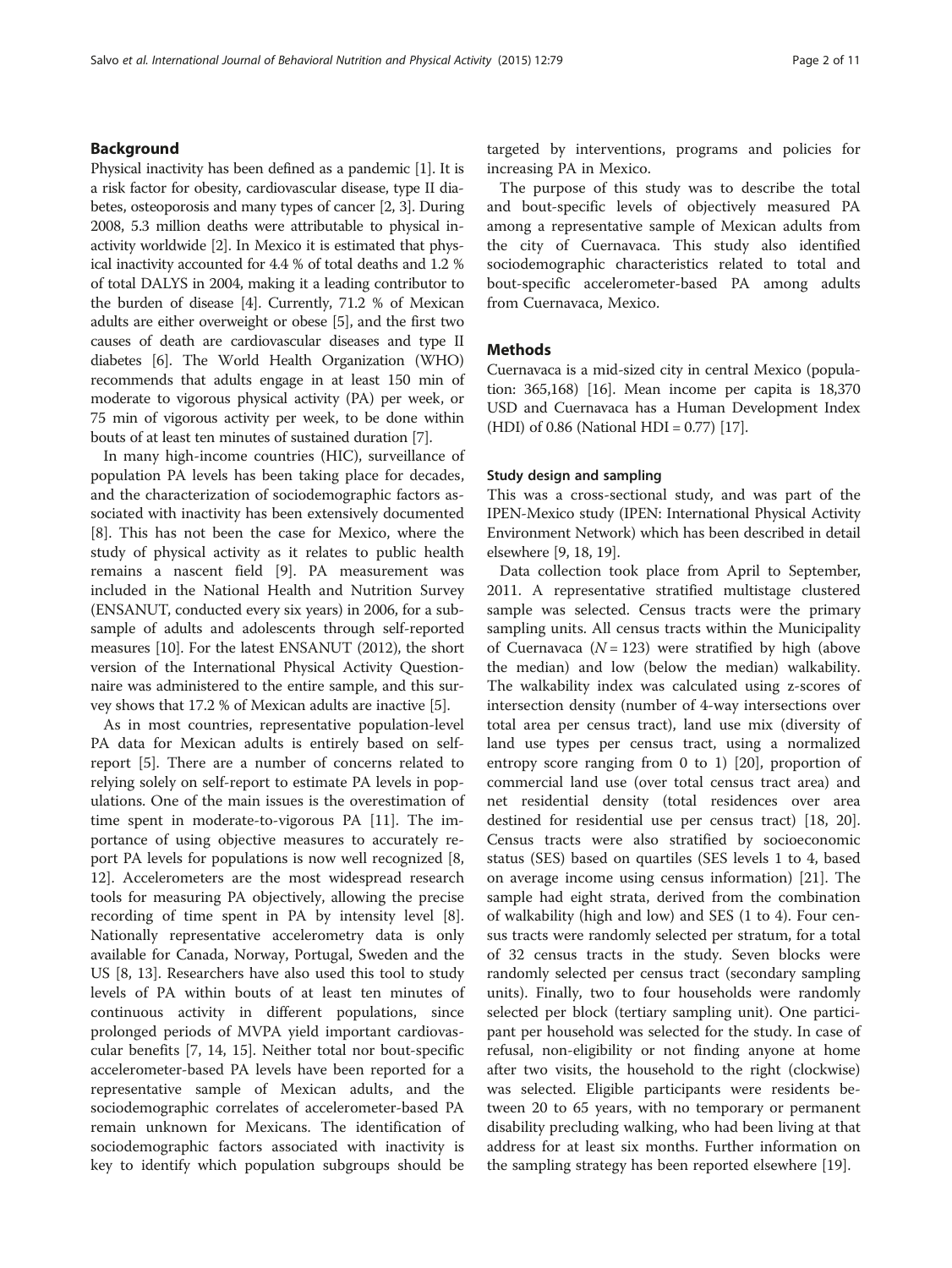## Background

Physical inactivity has been defined as a pandemic [1]. It is a risk factor for obesity, cardiovascular disease, type II diabetes, osteoporosis and many types of cancer [2, 3]. During 2008, 5.3 million deaths were attributable to physical inactivity worldwide [2]. In Mexico it is estimated that physical inactivity accounted for 4.4 % of total deaths and 1.2 % of total DALYS in 2004, making it a leading contributor to the burden of disease [4]. Currently, 71.2 % of Mexican adults are either overweight or obese [5], and the first two causes of death are cardiovascular diseases and type II diabetes [6]. The World Health Organization (WHO) recommends that adults engage in at least 150 min of moderate to vigorous physical activity (PA) per week, or 75 min of vigorous activity per week, to be done within bouts of at least ten minutes of sustained duration [7].

In many high-income countries (HIC), surveillance of population PA levels has been taking place for decades, and the characterization of sociodemographic factors associated with inactivity has been extensively documented [8]. This has not been the case for Mexico, where the study of physical activity as it relates to public health remains a nascent field [9]. PA measurement was included in the National Health and Nutrition Survey (ENSANUT, conducted every six years) in 2006, for a subsample of adults and adolescents through self-reported measures [10]. For the latest ENSANUT (2012), the short version of the International Physical Activity Questionnaire was administered to the entire sample, and this survey shows that 17.2 % of Mexican adults are inactive [5].

As in most countries, representative population-level PA data for Mexican adults is entirely based on self-report [5]. There are a number of concerns related to relying solely on self-report to estimate PA levels in populations. One of the main issues is the overestimation of time spent in moderate-to-vigorous PA [11]. The importance of using objective measures to accurately report PA levels for populations is now well recognized [8, 12]. Accelerometers are the most widespread research tools for measuring PA objectively, allowing the precise recording of time spent in PA by intensity level [8]. Nationally representative accelerometry data is only available for Canada, Norway, Portugal, Sweden and the US [8, 13]. Researchers have also used this tool to study levels of PA within bouts of at least ten minutes of continuous activity in different populations, since prolonged periods of MVPA yield important cardiovascular benefits [7, 14, 15]. Neither total nor bout-specific accelerometer-based PA levels have been reported for a representative sample of Mexican adults, and the sociodemographic correlates of accelerometer-based PA remain unknown for Mexicans. The identification of sociodemographic factors associated with inactivity is key to identify which population subgroups should be targeted by interventions, programs and policies for increasing PA in Mexico.

The purpose of this study was to describe the total and bout-specific levels of objectively measured PA among a representative sample of Mexican adults from the city of Cuernavaca. This study also identified sociodemographic characteristics related to total and bout-specific accelerometer-based PA among adults from Cuernavaca, Mexico.

## Methods

Cuernavaca is a mid-sized city in central Mexico (population: 365,168) [16]. Mean income per capita is 18,370 USD and Cuernavaca has a Human Development Index (HDI) of 0.86 (National HDI = 0.77) [17].

### Study design and sampling

This was a cross-sectional study, and was part of the IPEN-Mexico study (IPEN: International Physical Activity Environment Network) which has been described in detail elsewhere [9, 18, 19].

Data collection took place from April to September, 2011. A representative stratified multistage clustered sample was selected. Census tracts were the primary sampling units. All census tracts within the Municipality of Cuernavaca ($N = 123$) were stratified by high (above the median) and low (below the median) walkability. The walkability index was calculated using z-scores of intersection density (number of 4-way intersections over total area per census tract), land use mix (diversity of land use types per census tract, using a normalized entropy score ranging from 0 to 1) [20], proportion of commercial land use (over total census tract area) and net residential density (total residences over area destined for residential use per census tract) [18, 20]. Census tracts were also stratified by socioeconomic status (SES) based on quartiles (SES levels 1 to 4, based on average income using census information) [21]. The sample had eight strata, derived from the combination of walkability (high and low) and SES (1 to 4). Four census tracts were randomly selected per stratum, for a total of 32 census tracts in the study. Seven blocks were randomly selected per census tract (secondary sampling units). Finally, two to four households were randomly selected per block (tertiary sampling unit). One participant per household was selected for the study. In case of refusal, non-eligibility or not finding anyone at home after two visits, the household to the right (clockwise) was selected. Eligible participants were residents between 20 to 65 years, with no temporary or permanent disability precluding walking, who had been living at that address for at least six months. Further information on the sampling strategy has been reported elsewhere [19].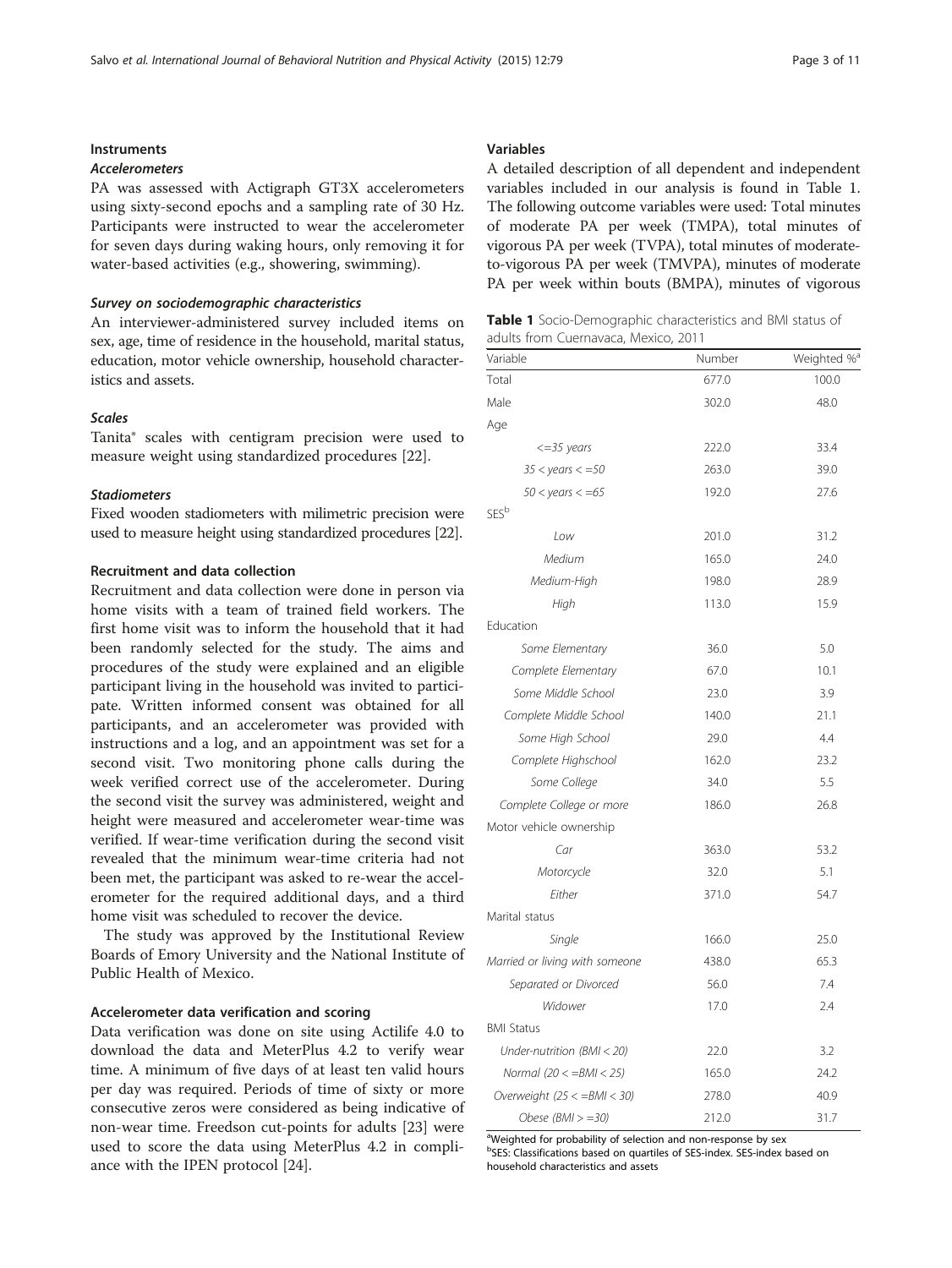## Instruments

### *Accelerometers*

PA was assessed with Actigraph GT3X accelerometers using sixty-second epochs and a sampling rate of 30 Hz. Participants were instructed to wear the accelerometer for seven days during waking hours, only removing it for water-based activities (e.g., showering, swimming).

### *Survey on sociodemographic characteristics*

An interviewer-administered survey included items on sex, age, time of residence in the household, marital status, education, motor vehicle ownership, household characteristics and assets.

### *Scales*

Tanita® scales with centigram precision were used to measure weight using standardized procedures [22].

### *Stadiometers*

Fixed wooden stadiometers with milimetric precision were used to measure height using standardized procedures [22].

## Recruitment and data collection

Recruitment and data collection were done in person via home visits with a team of trained field workers. The first home visit was to inform the household that it had been randomly selected for the study. The aims and procedures of the study were explained and an eligible participant living in the household was invited to participate. Written informed consent was obtained for all participants, and an accelerometer was provided with instructions and a log, and an appointment was set for a second visit. Two monitoring phone calls during the week verified correct use of the accelerometer. During the second visit the survey was administered, weight and height were measured and accelerometer wear-time was verified. If wear-time verification during the second visit revealed that the minimum wear-time criteria had not been met, the participant was asked to re-wear the accelerometer for the required additional days, and a third home visit was scheduled to recover the device.

The study was approved by the Institutional Review Boards of Emory University and the National Institute of Public Health of Mexico.

## Accelerometer data verification and scoring

Data verification was done on site using Actilife 4.0 to download the data and MeterPlus 4.2 to verify wear time. A minimum of five days of at least ten valid hours per day was required. Periods of time of sixty or more consecutive zeros were considered as being indicative of non-wear time. Freedson cut-points for adults [23] were used to score the data using MeterPlus 4.2 in compliance with the IPEN protocol [24].

## Variables

A detailed description of all dependent and independent variables included in our analysis is found in Table 1. The following outcome variables were used: Total minutes of moderate PA per week (TMPA), total minutes of vigorous PA per week (TVPA), total minutes of moderate-to-vigorous PA per week (TMVPA), minutes of moderate PA per week within bouts (BMPA), minutes of vigorous

**Table 1** Socio-Demographic characteristics and BMI status of adults from Cuernavaca, Mexico, 2011

| Variable | Number | Weighted %[a] |
|---|---|---|
| Total | 677.0 | 100.0 |
| Male | 302.0 | 48.0 |
| Age | | |
| *<=35 years* | 222.0 | 33.4 |
| *35 < years < =50* | 263.0 | 39.0 |
| *50 < years < =65* | 192.0 | 27.6 |
| SES[b] | | |
| *Low* | 201.0 | 31.2 |
| *Medium* | 165.0 | 24.0 |
| *Medium-High* | 198.0 | 28.9 |
| *High* | 113.0 | 15.9 |
| Education | | |
| *Some Elementary* | 36.0 | 5.0 |
| *Complete Elementary* | 67.0 | 10.1 |
| *Some Middle School* | 23.0 | 3.9 |
| *Complete Middle School* | 140.0 | 21.1 |
| *Some High School* | 29.0 | 4.4 |
| *Complete Highschool* | 162.0 | 23.2 |
| *Some College* | 34.0 | 5.5 |
| *Complete College or more* | 186.0 | 26.8 |
| Motor vehicle ownership | | |
| *Car* | 363.0 | 53.2 |
| *Motorcycle* | 32.0 | 5.1 |
| *Either* | 371.0 | 54.7 |
| Marital status | | |
| *Single* | 166.0 | 25.0 |
| *Married or living with someone* | 438.0 | 65.3 |
| *Separated or Divorced* | 56.0 | 7.4 |
| *Widower* | 17.0 | 2.4 |
| BMI Status | | |
| *Under-nutrition (BMI < 20)* | 22.0 | 3.2 |
| *Normal (20 < =BMI < 25)* | 165.0 | 24.2 |
| *Overweight (25 < =BMI < 30)* | 278.0 | 40.9 |
| *Obese (BMI > =30)* | 212.0 | 31.7 |

[a]Weighted for probability of selection and non-response by sex
[b]SES: Classifications based on quartiles of SES-index. SES-index based on household characteristics and assets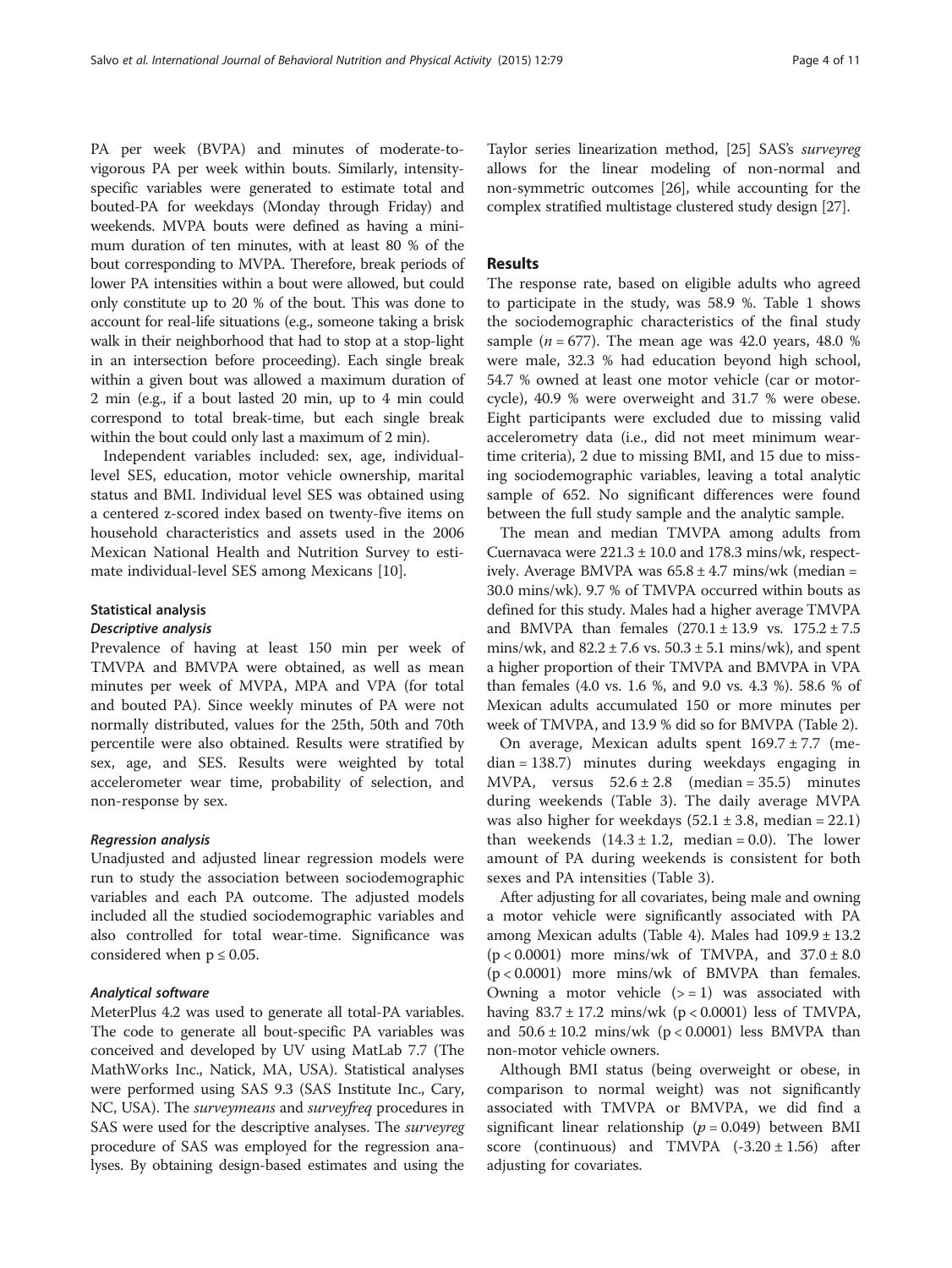PA per week (BVPA) and minutes of moderate-to-vigorous PA per week within bouts. Similarly, intensity-specific variables were generated to estimate total and bouted-PA for weekdays (Monday through Friday) and weekends. MVPA bouts were defined as having a minimum duration of ten minutes, with at least 80 % of the bout corresponding to MVPA. Therefore, break periods of lower PA intensities within a bout were allowed, but could only constitute up to 20 % of the bout. This was done to account for real-life situations (e.g., someone taking a brisk walk in their neighborhood that had to stop at a stop-light in an intersection before proceeding). Each single break within a given bout was allowed a maximum duration of 2 min (e.g., if a bout lasted 20 min, up to 4 min could correspond to total break-time, but each single break within the bout could only last a maximum of 2 min).

Independent variables included: sex, age, individual-level SES, education, motor vehicle ownership, marital status and BMI. Individual level SES was obtained using a centered z-scored index based on twenty-five items on household characteristics and assets used in the 2006 Mexican National Health and Nutrition Survey to estimate individual-level SES among Mexicans [10].

### Statistical analysis

#### *Descriptive analysis*

Prevalence of having at least 150 min per week of TMVPA and BMVPA were obtained, as well as mean minutes per week of MVPA, MPA and VPA (for total and bouted PA). Since weekly minutes of PA were not normally distributed, values for the 25th, 50th and 70th percentile were also obtained. Results were stratified by sex, age, and SES. Results were weighted by total accelerometer wear time, probability of selection, and non-response by sex.

#### *Regression analysis*

Unadjusted and adjusted linear regression models were run to study the association between sociodemographic variables and each PA outcome. The adjusted models included all the studied sociodemographic variables and also controlled for total wear-time. Significance was considered when $p \leq 0.05$.

#### *Analytical software*

MeterPlus 4.2 was used to generate all total-PA variables. The code to generate all bout-specific PA variables was conceived and developed by UV using MatLab 7.7 (The MathWorks Inc., Natick, MA, USA). Statistical analyses were performed using SAS 9.3 (SAS Institute Inc., Cary, NC, USA). The *surveymeans* and *surveyfreq* procedures in SAS were used for the descriptive analyses. The *surveyreg* procedure of SAS was employed for the regression analyses. By obtaining design-based estimates and using the Taylor series linearization method, [25] SAS's *surveyreg* allows for the linear modeling of non-normal and non-symmetric outcomes [26], while accounting for the complex stratified multistage clustered study design [27].

## Results

The response rate, based on eligible adults who agreed to participate in the study, was 58.9 %. Table 1 shows the sociodemographic characteristics of the final study sample ($n = 677$). The mean age was 42.0 years, 48.0 % were male, 32.3 % had education beyond high school, 54.7 % owned at least one motor vehicle (car or motorcycle), 40.9 % were overweight and 31.7 % were obese. Eight participants were excluded due to missing valid accelerometry data (i.e., did not meet minimum wear-time criteria), 2 due to missing BMI, and 15 due to missing sociodemographic variables, leaving a total analytic sample of 652. No significant differences were found between the full study sample and the analytic sample.

The mean and median TMVPA among adults from Cuernavaca were 221.3 ± 10.0 and 178.3 mins/wk, respectively. Average BMVPA was 65.8 ± 4.7 mins/wk (median = 30.0 mins/wk). 9.7 % of TMVPA occurred within bouts as defined for this study. Males had a higher average TMVPA and BMVPA than females (270.1 ± 13.9 vs. 175.2 ± 7.5 mins/wk, and 82.2 ± 7.6 vs. 50.3 ± 5.1 mins/wk), and spent a higher proportion of their TMVPA and BMVPA in VPA than females (4.0 vs. 1.6 %, and 9.0 vs. 4.3 %). 58.6 % of Mexican adults accumulated 150 or more minutes per week of TMVPA, and 13.9 % did so for BMVPA (Table 2).

On average, Mexican adults spent 169.7 ± 7.7 (median = 138.7) minutes during weekdays engaging in MVPA, versus 52.6 ± 2.8 (median = 35.5) minutes during weekends (Table 3). The daily average MVPA was also higher for weekdays (52.1 ± 3.8, median = 22.1) than weekends (14.3 ± 1.2, median = 0.0). The lower amount of PA during weekends is consistent for both sexes and PA intensities (Table 3).

After adjusting for all covariates, being male and owning a motor vehicle were significantly associated with PA among Mexican adults (Table 4). Males had 109.9 ± 13.2 ($p < 0.0001$) more mins/wk of TMVPA, and 37.0 ± 8.0 ($p < 0.0001$) more mins/wk of BMVPA than females. Owning a motor vehicle (>= 1) was associated with having 83.7 ± 17.2 mins/wk ($p < 0.0001$) less of TMVPA, and 50.6 ± 10.2 mins/wk ($p < 0.0001$) less BMVPA than non-motor vehicle owners.

Although BMI status (being overweight or obese, in comparison to normal weight) was not significantly associated with TMVPA or BMVPA, we did find a significant linear relationship ($p = 0.049$) between BMI score (continuous) and TMVPA (-3.20 ± 1.56) after adjusting for covariates.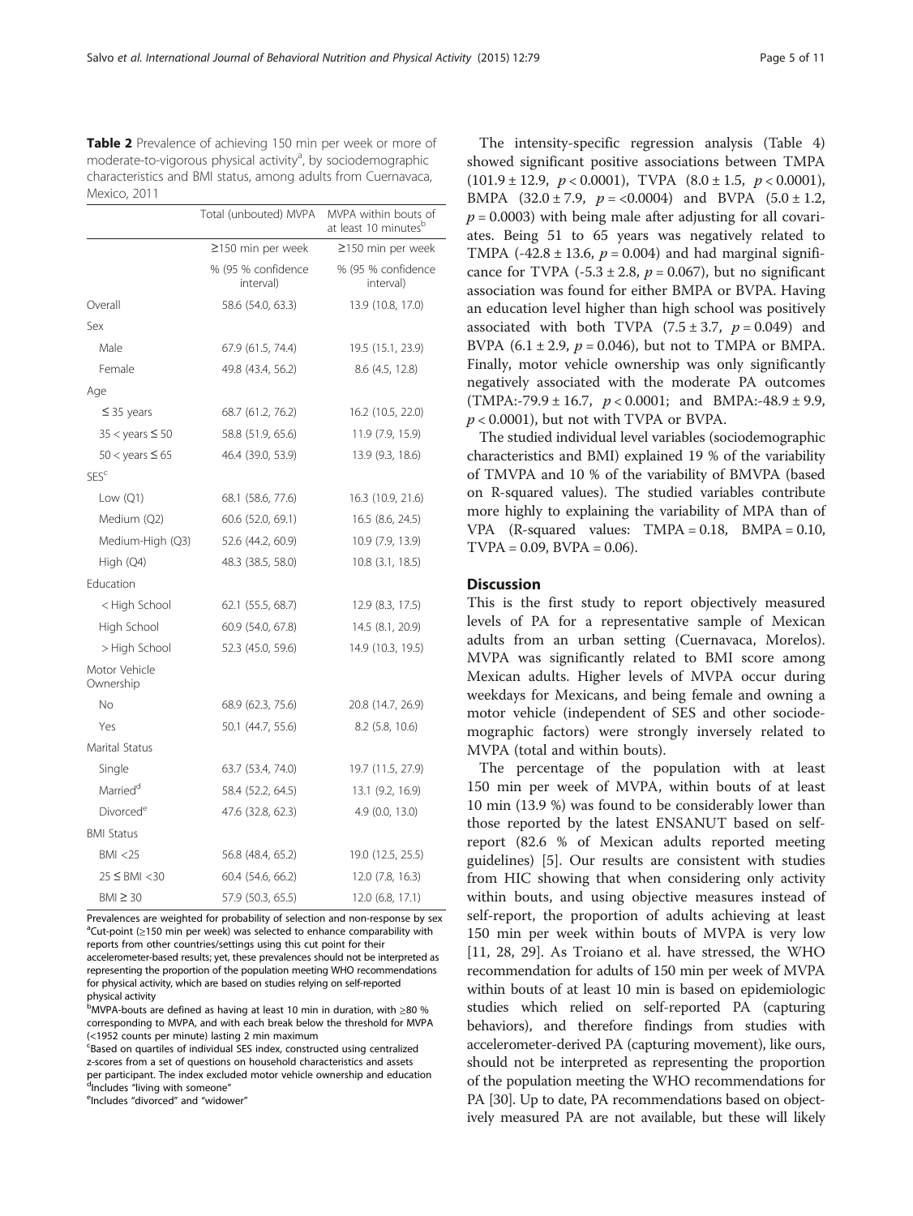**Table 2** Prevalence of achieving 150 min per week or more of moderate-to-vigorous physical activity[a], by sociodemographic characteristics and BMI status, among adults from Cuernavaca, Mexico, 2011

| | Total (unbouted) MVPA | MVPA within bouts of at least 10 minutes[b] |
|---|---|---|
| | ≥150 min per week | ≥150 min per week |
| | % (95 % confidence interval) | % (95 % confidence interval) |
| Overall | 58.6 (54.0, 63.3) | 13.9 (10.8, 17.0) |
| Sex | | |
| Male | 67.9 (61.5, 74.4) | 19.5 (15.1, 23.9) |
| Female | 49.8 (43.4, 56.2) | 8.6 (4.5, 12.8) |
| Age | | |
| ≤ 35 years | 68.7 (61.2, 76.2) | 16.2 (10.5, 22.0) |
| 35 < years ≤ 50 | 58.8 (51.9, 65.6) | 11.9 (7.9, 15.9) |
| 50 < years ≤ 65 | 46.4 (39.0, 53.9) | 13.9 (9.3, 18.6) |
| SES[c] | | |
| Low (Q1) | 68.1 (58.6, 77.6) | 16.3 (10.9, 21.6) |
| Medium (Q2) | 60.6 (52.0, 69.1) | 16.5 (8.6, 24.5) |
| Medium-High (Q3) | 52.6 (44.2, 60.9) | 10.9 (7.9, 13.9) |
| High (Q4) | 48.3 (38.5, 58.0) | 10.8 (3.1, 18.5) |
| Education | | |
| < High School | 62.1 (55.5, 68.7) | 12.9 (8.3, 17.5) |
| High School | 60.9 (54.0, 67.8) | 14.5 (8.1, 20.9) |
| > High School | 52.3 (45.0, 59.6) | 14.9 (10.3, 19.5) |
| Motor Vehicle Ownership | | |
| No | 68.9 (62.3, 75.6) | 20.8 (14.7, 26.9) |
| Yes | 50.1 (44.7, 55.6) | 8.2 (5.8, 10.6) |
| Marital Status | | |
| Single | 63.7 (53.4, 74.0) | 19.7 (11.5, 27.9) |
| Married[d] | 58.4 (52.2, 64.5) | 13.1 (9.2, 16.9) |
| Divorced[e] | 47.6 (32.8, 62.3) | 4.9 (0.0, 13.0) |
| BMI Status | | |
| BMI <25 | 56.8 (48.4, 65.2) | 19.0 (12.5, 25.5) |
| 25 ≤ BMI <30 | 60.4 (54.6, 66.2) | 12.0 (7.8, 16.3) |
| BMI ≥ 30 | 57.9 (50.3, 65.5) | 12.0 (6.8, 17.1) |

Prevalences are weighted for probability of selection and non-response by sex
[a]Cut-point (≥150 min per week) was selected to enhance comparability with reports from other countries/settings using this cut point for their accelerometer-based results; yet, these prevalences should not be interpreted as representing the proportion of the population meeting WHO recommendations for physical activity, which are based on studies relying on self-reported physical activity
[b]MVPA-bouts are defined as having at least 10 min in duration, with ≥80 % corresponding to MVPA, and with each break below the threshold for MVPA (<1952 counts per minute) lasting 2 min maximum
[c]Based on quartiles of individual SES index, constructed using centralized z-scores from a set of questions on household characteristics and assets per participant. The index excluded motor vehicle ownership and education
[d]Includes "living with someone"
[e]Includes "divorced" and "widower"

The intensity-specific regression analysis (Table 4) showed significant positive associations between TMPA ($101.9 \pm 12.9$, $p < 0.0001$), TVPA ($8.0 \pm 1.5$, $p < 0.0001$), BMPA ($32.0 \pm 7.9$, $p = <0.0004$) and BVPA ($5.0 \pm 1.2$, $p = 0.0003$) with being male after adjusting for all covariates. Being 51 to 65 years was negatively related to TMPA ($-42.8 \pm 13.6$, $p = 0.004$) and had marginal significance for TVPA ($-5.3 \pm 2.8$, $p = 0.067$), but no significant association was found for either BMPA or BVPA. Having an education level higher than high school was positively associated with both TVPA ($7.5 \pm 3.7$, $p = 0.049$) and BVPA ($6.1 \pm 2.9$, $p = 0.046$), but not to TMPA or BMPA. Finally, motor vehicle ownership was only significantly negatively associated with the moderate PA outcomes (TMPA:$-79.9 \pm 16.7$, $p < 0.0001$; and BMPA:$-48.9 \pm 9.9$, $p < 0.0001$), but not with TVPA or BVPA.

The studied individual level variables (sociodemographic characteristics and BMI) explained 19 % of the variability of TMVPA and 10 % of the variability of BMVPA (based on R-squared values). The studied variables contribute more highly to explaining the variability of MPA than of VPA (R-squared values: TMPA = 0.18, BMPA = 0.10, TVPA = 0.09, BVPA = 0.06).

## Discussion

This is the first study to report objectively measured levels of PA for a representative sample of Mexican adults from an urban setting (Cuernavaca, Morelos). MVPA was significantly related to BMI score among Mexican adults. Higher levels of MVPA occur during weekdays for Mexicans, and being female and owning a motor vehicle (independent of SES and other sociodemographic factors) were strongly inversely related to MVPA (total and within bouts).

The percentage of the population with at least 150 min per week of MVPA, within bouts of at least 10 min (13.9 %) was found to be considerably lower than those reported by the latest ENSANUT based on self-report (82.6 % of Mexican adults reported meeting guidelines) [5]. Our results are consistent with studies from HIC showing that when considering only activity within bouts, and using objective measures instead of self-report, the proportion of adults achieving at least 150 min per week within bouts of MVPA is very low [11, 28, 29]. As Troiano et al. have stressed, the WHO recommendation for adults of 150 min per week of MVPA within bouts of at least 10 min is based on epidemiologic studies which relied on self-reported PA (capturing behaviors), and therefore findings from studies with accelerometer-derived PA (capturing movement), like ours, should not be interpreted as representing the proportion of the population meeting the WHO recommendations for PA [30]. Up to date, PA recommendations based on objectively measured PA are not available, but these will likely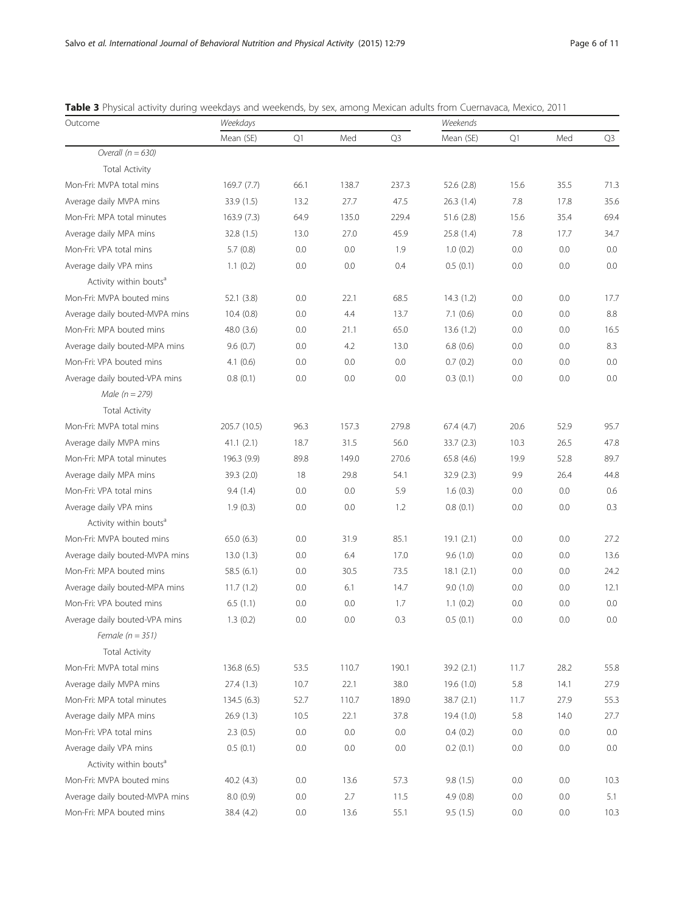**Table 3** Physical activity during weekdays and weekends, by sex, among Mexican adults from Cuernavaca, Mexico, 2011

| Outcome | *Weekdays* | | | | *Weekends* | | | |
|---|---|---|---|---|---|---|---|---|
| | Mean (SE) | Q1 | Med | Q3 | Mean (SE) | Q1 | Med | Q3 |
| *Overall (n = 630)* | | | | | | | | |
| Total Activity | | | | | | | | |
| Mon-Fri: MVPA total mins | 169.7 (7.7) | 66.1 | 138.7 | 237.3 | 52.6 (2.8) | 15.6 | 35.5 | 71.3 |
| Average daily MVPA mins | 33.9 (1.5) | 13.2 | 27.7 | 47.5 | 26.3 (1.4) | 7.8 | 17.8 | 35.6 |
| Mon-Fri: MPA total minutes | 163.9 (7.3) | 64.9 | 135.0 | 229.4 | 51.6 (2.8) | 15.6 | 35.4 | 69.4 |
| Average daily MPA mins | 32.8 (1.5) | 13.0 | 27.0 | 45.9 | 25.8 (1.4) | 7.8 | 17.7 | 34.7 |
| Mon-Fri: VPA total mins | 5.7 (0.8) | 0.0 | 0.0 | 1.9 | 1.0 (0.2) | 0.0 | 0.0 | 0.0 |
| Average daily VPA mins | 1.1 (0.2) | 0.0 | 0.0 | 0.4 | 0.5 (0.1) | 0.0 | 0.0 | 0.0 |
| Activity within bouts[a] | | | | | | | | |
| Mon-Fri: MVPA bouted mins | 52.1 (3.8) | 0.0 | 22.1 | 68.5 | 14.3 (1.2) | 0.0 | 0.0 | 17.7 |
| Average daily bouted-MVPA mins | 10.4 (0.8) | 0.0 | 4.4 | 13.7 | 7.1 (0.6) | 0.0 | 0.0 | 8.8 |
| Mon-Fri: MPA bouted mins | 48.0 (3.6) | 0.0 | 21.1 | 65.0 | 13.6 (1.2) | 0.0 | 0.0 | 16.5 |
| Average daily bouted-MPA mins | 9.6 (0.7) | 0.0 | 4.2 | 13.0 | 6.8 (0.6) | 0.0 | 0.0 | 8.3 |
| Mon-Fri: VPA bouted mins | 4.1 (0.6) | 0.0 | 0.0 | 0.0 | 0.7 (0.2) | 0.0 | 0.0 | 0.0 |
| Average daily bouted-VPA mins | 0.8 (0.1) | 0.0 | 0.0 | 0.0 | 0.3 (0.1) | 0.0 | 0.0 | 0.0 |
| *Male (n = 279)* | | | | | | | | |
| Total Activity | | | | | | | | |
| Mon-Fri: MVPA total mins | 205.7 (10.5) | 96.3 | 157.3 | 279.8 | 67.4 (4.7) | 20.6 | 52.9 | 95.7 |
| Average daily MVPA mins | 41.1 (2.1) | 18.7 | 31.5 | 56.0 | 33.7 (2.3) | 10.3 | 26.5 | 47.8 |
| Mon-Fri: MPA total minutes | 196.3 (9.9) | 89.8 | 149.0 | 270.6 | 65.8 (4.6) | 19.9 | 52.8 | 89.7 |
| Average daily MPA mins | 39.3 (2.0) | 18 | 29.8 | 54.1 | 32.9 (2.3) | 9.9 | 26.4 | 44.8 |
| Mon-Fri: VPA total mins | 9.4 (1.4) | 0.0 | 0.0 | 5.9 | 1.6 (0.3) | 0.0 | 0.0 | 0.6 |
| Average daily VPA mins | 1.9 (0.3) | 0.0 | 0.0 | 1.2 | 0.8 (0.1) | 0.0 | 0.0 | 0.3 |
| Activity within bouts[a] | | | | | | | | |
| Mon-Fri: MVPA bouted mins | 65.0 (6.3) | 0.0 | 31.9 | 85.1 | 19.1 (2.1) | 0.0 | 0.0 | 27.2 |
| Average daily bouted-MVPA mins | 13.0 (1.3) | 0.0 | 6.4 | 17.0 | 9.6 (1.0) | 0.0 | 0.0 | 13.6 |
| Mon-Fri: MPA bouted mins | 58.5 (6.1) | 0.0 | 30.5 | 73.5 | 18.1 (2.1) | 0.0 | 0.0 | 24.2 |
| Average daily bouted-MPA mins | 11.7 (1.2) | 0.0 | 6.1 | 14.7 | 9.0 (1.0) | 0.0 | 0.0 | 12.1 |
| Mon-Fri: VPA bouted mins | 6.5 (1.1) | 0.0 | 0.0 | 1.7 | 1.1 (0.2) | 0.0 | 0.0 | 0.0 |
| Average daily bouted-VPA mins | 1.3 (0.2) | 0.0 | 0.0 | 0.3 | 0.5 (0.1) | 0.0 | 0.0 | 0.0 |
| *Female (n = 351)* | | | | | | | | |
| Total Activity | | | | | | | | |
| Mon-Fri: MVPA total mins | 136.8 (6.5) | 53.5 | 110.7 | 190.1 | 39.2 (2.1) | 11.7 | 28.2 | 55.8 |
| Average daily MVPA mins | 27.4 (1.3) | 10.7 | 22.1 | 38.0 | 19.6 (1.0) | 5.8 | 14.1 | 27.9 |
| Mon-Fri: MPA total minutes | 134.5 (6.3) | 52.7 | 110.7 | 189.0 | 38.7 (2.1) | 11.7 | 27.9 | 55.3 |
| Average daily MPA mins | 26.9 (1.3) | 10.5 | 22.1 | 37.8 | 19.4 (1.0) | 5.8 | 14.0 | 27.7 |
| Mon-Fri: VPA total mins | 2.3 (0.5) | 0.0 | 0.0 | 0.0 | 0.4 (0.2) | 0.0 | 0.0 | 0.0 |
| Average daily VPA mins | 0.5 (0.1) | 0.0 | 0.0 | 0.0 | 0.2 (0.1) | 0.0 | 0.0 | 0.0 |
| Activity within bouts[a] | | | | | | | | |
| Mon-Fri: MVPA bouted mins | 40.2 (4.3) | 0.0 | 13.6 | 57.3 | 9.8 (1.5) | 0.0 | 0.0 | 10.3 |
| Average daily bouted-MVPA mins | 8.0 (0.9) | 0.0 | 2.7 | 11.5 | 4.9 (0.8) | 0.0 | 0.0 | 5.1 |
| Mon-Fri: MPA bouted mins | 38.4 (4.2) | 0.0 | 13.6 | 55.1 | 9.5 (1.5) | 0.0 | 0.0 | 10.3 |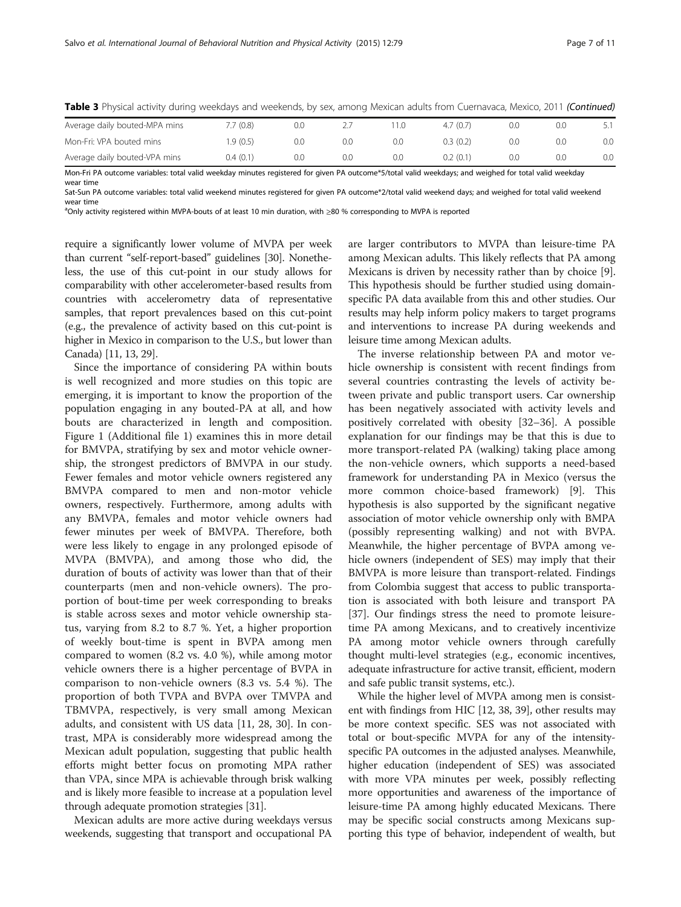**Table 3** Physical activity during weekdays and weekends, by sex, among Mexican adults from Cuernavaca, Mexico, 2011 *(Continued)*

| | | | | | | | | |
|---|---|---|---|---|---|---|---|---|
| Average daily bouted-MPA mins | 7.7 (0.8) | 0.0 | 2.7 | 11.0 | 4.7 (0.7) | 0.0 | 0.0 | 5.1 |
| Mon-Fri: VPA bouted mins | 1.9 (0.5) | 0.0 | 0.0 | 0.0 | 0.3 (0.2) | 0.0 | 0.0 | 0.0 |
| Average daily bouted-VPA mins | 0.4 (0.1) | 0.0 | 0.0 | 0.0 | 0.2 (0.1) | 0.0 | 0.0 | 0.0 |

Mon-Fri PA outcome variables: total valid weekday minutes registered for given PA outcome*5/total valid weekdays; and weighed for total valid weekday wear time

Sat-Sun PA outcome variables: total valid weekend minutes registered for given PA outcome*2/total valid weekend days; and weighed for total valid weekend wear time

[a]Only activity registered within MVPA-bouts of at least 10 min duration, with ≥80 % corresponding to MVPA is reported

require a significantly lower volume of MVPA per week than current "self-report-based" guidelines [30]. Nonetheless, the use of this cut-point in our study allows for comparability with other accelerometer-based results from countries with accelerometry data of representative samples, that report prevalences based on this cut-point (e.g., the prevalence of activity based on this cut-point is higher in Mexico in comparison to the U.S., but lower than Canada) [11, 13, 29].

Since the importance of considering PA within bouts is well recognized and more studies on this topic are emerging, it is important to know the proportion of the population engaging in any bouted-PA at all, and how bouts are characterized in length and composition. Figure 1 (Additional file 1) examines this in more detail for BMVPA, stratifying by sex and motor vehicle ownership, the strongest predictors of BMVPA in our study. Fewer females and motor vehicle owners registered any BMVPA compared to men and non-motor vehicle owners, respectively. Furthermore, among adults with any BMVPA, females and motor vehicle owners had fewer minutes per week of BMVPA. Therefore, both were less likely to engage in any prolonged episode of MVPA (BMVPA), and among those who did, the duration of bouts of activity was lower than that of their counterparts (men and non-vehicle owners). The proportion of bout-time per week corresponding to breaks is stable across sexes and motor vehicle ownership status, varying from 8.2 to 8.7 %. Yet, a higher proportion of weekly bout-time is spent in BVPA among men compared to women (8.2 vs. 4.0 %), while among motor vehicle owners there is a higher percentage of BVPA in comparison to non-vehicle owners (8.3 vs. 5.4 %). The proportion of both TVPA and BVPA over TMVPA and TBMVPA, respectively, is very small among Mexican adults, and consistent with US data [11, 28, 30]. In contrast, MPA is considerably more widespread among the Mexican adult population, suggesting that public health efforts might better focus on promoting MPA rather than VPA, since MPA is achievable through brisk walking and is likely more feasible to increase at a population level through adequate promotion strategies [31].

Mexican adults are more active during weekdays versus weekends, suggesting that transport and occupational PA are larger contributors to MVPA than leisure-time PA among Mexican adults. This likely reflects that PA among Mexicans is driven by necessity rather than by choice [9]. This hypothesis should be further studied using domain-specific PA data available from this and other studies. Our results may help inform policy makers to target programs and interventions to increase PA during weekends and leisure time among Mexican adults.

The inverse relationship between PA and motor vehicle ownership is consistent with recent findings from several countries contrasting the levels of activity between private and public transport users. Car ownership has been negatively associated with activity levels and positively correlated with obesity [32–36]. A possible explanation for our findings may be that this is due to more transport-related PA (walking) taking place among the non-vehicle owners, which supports a need-based framework for understanding PA in Mexico (versus the more common choice-based framework) [9]. This hypothesis is also supported by the significant negative association of motor vehicle ownership only with BMPA (possibly representing walking) and not with BVPA. Meanwhile, the higher percentage of BVPA among vehicle owners (independent of SES) may imply that their BMVPA is more leisure than transport-related. Findings from Colombia suggest that access to public transportation is associated with both leisure and transport PA [37]. Our findings stress the need to promote leisure-time PA among Mexicans, and to creatively incentivize PA among motor vehicle owners through carefully thought multi-level strategies (e.g., economic incentives, adequate infrastructure for active transit, efficient, modern and safe public transit systems, etc.).

While the higher level of MVPA among men is consistent with findings from HIC [12, 38, 39], other results may be more context specific. SES was not associated with total or bout-specific MVPA for any of the intensity-specific PA outcomes in the adjusted analyses. Meanwhile, higher education (independent of SES) was associated with more VPA minutes per week, possibly reflecting more opportunities and awareness of the importance of leisure-time PA among highly educated Mexicans. There may be specific social constructs among Mexicans supporting this type of behavior, independent of wealth, but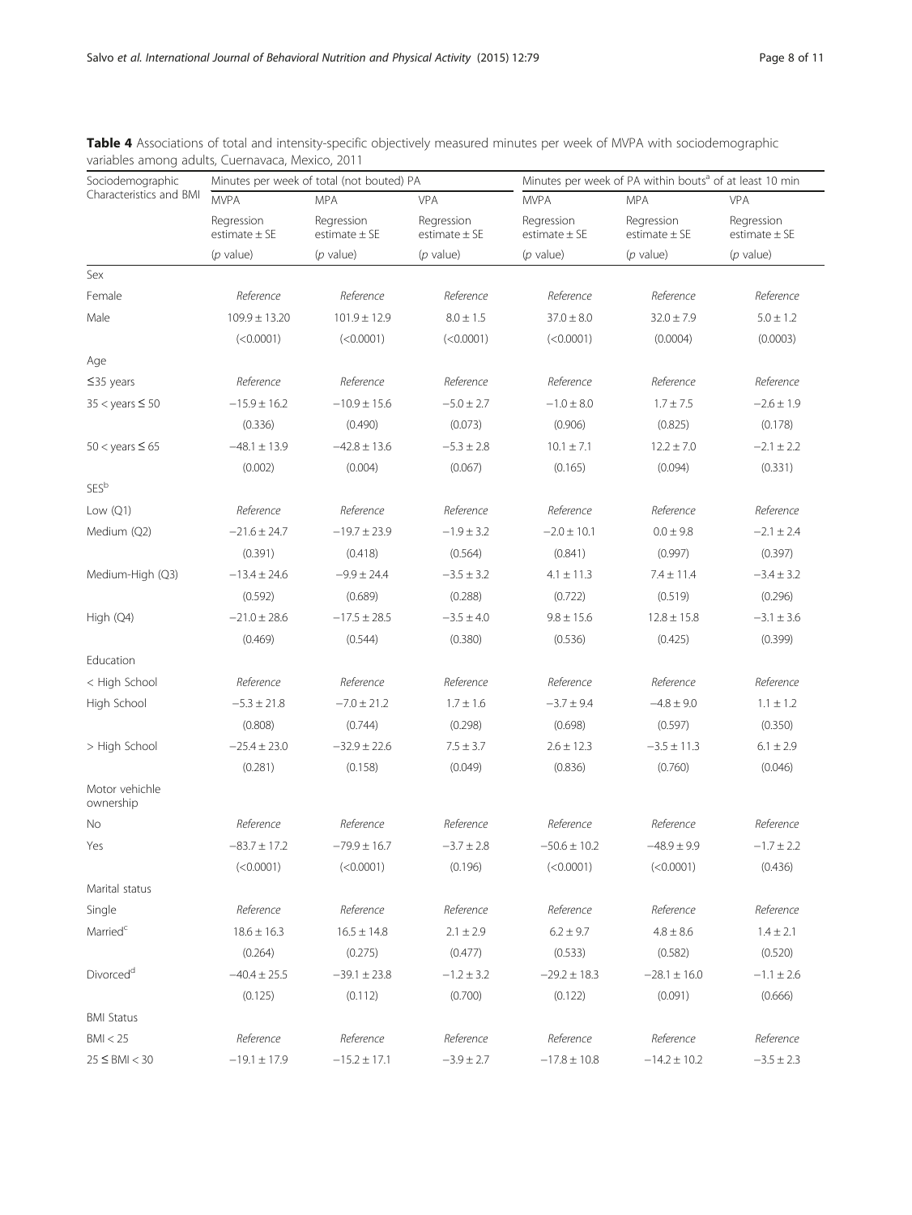**Table 4** Associations of total and intensity-specific objectively measured minutes per week of MVPA with sociodemographic variables among adults, Cuernavaca, Mexico, 2011

| Sociodemographic Characteristics and BMI | Minutes per week of total (not bouted) PA | | | Minutes per week of PA within bouts[a] of at least 10 min | | |
|---|---|---|---|---|---|---|
| | MVPA | MPA | VPA | MVPA | MPA | VPA |
| | Regression estimate ± SE (*p* value) | Regression estimate ± SE (*p* value) | Regression estimate ± SE (*p* value) | Regression estimate ± SE (*p* value) | Regression estimate ± SE (*p* value) | Regression estimate ± SE (*p* value) |
| Sex | | | | | | |
| Female | *Reference* | *Reference* | *Reference* | *Reference* | *Reference* | *Reference* |
| Male | 109.9 ± 13.20 | 101.9 ± 12.9 | 8.0 ± 1.5 | 37.0 ± 8.0 | 32.0 ± 7.9 | 5.0 ± 1.2 |
| | (<0.0001) | (<0.0001) | (<0.0001) | (<0.0001) | (0.0004) | (0.0003) |
| Age | | | | | | |
| ≤35 years | *Reference* | *Reference* | *Reference* | *Reference* | *Reference* | *Reference* |
| 35 < years ≤ 50 | −15.9 ± 16.2 | −10.9 ± 15.6 | −5.0 ± 2.7 | −1.0 ± 8.0 | 1.7 ± 7.5 | −2.6 ± 1.9 |
| | (0.336) | (0.490) | (0.073) | (0.906) | (0.825) | (0.178) |
| 50 < years ≤ 65 | −48.1 ± 13.9 | −42.8 ± 13.6 | −5.3 ± 2.8 | 10.1 ± 7.1 | 12.2 ± 7.0 | −2.1 ± 2.2 |
| | (0.002) | (0.004) | (0.067) | (0.165) | (0.094) | (0.331) |
| SES[b] | | | | | | |
| Low (Q1) | *Reference* | *Reference* | *Reference* | *Reference* | *Reference* | *Reference* |
| Medium (Q2) | −21.6 ± 24.7 | −19.7 ± 23.9 | −1.9 ± 3.2 | −2.0 ± 10.1 | 0.0 ± 9.8 | −2.1 ± 2.4 |
| | (0.391) | (0.418) | (0.564) | (0.841) | (0.997) | (0.397) |
| Medium-High (Q3) | −13.4 ± 24.6 | −9.9 ± 24.4 | −3.5 ± 3.2 | 4.1 ± 11.3 | 7.4 ± 11.4 | −3.4 ± 3.2 |
| | (0.592) | (0.689) | (0.288) | (0.722) | (0.519) | (0.296) |
| High (Q4) | −21.0 ± 28.6 | −17.5 ± 28.5 | −3.5 ± 4.0 | 9.8 ± 15.6 | 12.8 ± 15.8 | −3.1 ± 3.6 |
| | (0.469) | (0.544) | (0.380) | (0.536) | (0.425) | (0.399) |
| Education | | | | | | |
| < High School | *Reference* | *Reference* | *Reference* | *Reference* | *Reference* | *Reference* |
| High School | −5.3 ± 21.8 | −7.0 ± 21.2 | 1.7 ± 1.6 | −3.7 ± 9.4 | −4.8 ± 9.0 | 1.1 ± 1.2 |
| | (0.808) | (0.744) | (0.298) | (0.698) | (0.597) | (0.350) |
| > High School | −25.4 ± 23.0 | −32.9 ± 22.6 | 7.5 ± 3.7 | 2.6 ± 12.3 | −3.5 ± 11.3 | 6.1 ± 2.9 |
| | (0.281) | (0.158) | (0.049) | (0.836) | (0.760) | (0.046) |
| Motor vehichle ownership | | | | | | |
| No | *Reference* | *Reference* | *Reference* | *Reference* | *Reference* | *Reference* |
| Yes | −83.7 ± 17.2 | −79.9 ± 16.7 | −3.7 ± 2.8 | −50.6 ± 10.2 | −48.9 ± 9.9 | −1.7 ± 2.2 |
| | (<0.0001) | (<0.0001) | (0.196) | (<0.0001) | (<0.0001) | (0.436) |
| Marital status | | | | | | |
| Single | *Reference* | *Reference* | *Reference* | *Reference* | *Reference* | *Reference* |
| Married[c] | 18.6 ± 16.3 | 16.5 ± 14.8 | 2.1 ± 2.9 | 6.2 ± 9.7 | 4.8 ± 8.6 | 1.4 ± 2.1 |
| | (0.264) | (0.275) | (0.477) | (0.533) | (0.582) | (0.520) |
| Divorced[d] | −40.4 ± 25.5 | −39.1 ± 23.8 | −1.2 ± 3.2 | −29.2 ± 18.3 | −28.1 ± 16.0 | −1.1 ± 2.6 |
| | (0.125) | (0.112) | (0.700) | (0.122) | (0.091) | (0.666) |
| BMI Status | | | | | | |
| BMI < 25 | *Reference* | *Reference* | *Reference* | *Reference* | *Reference* | *Reference* |
| 25 ≤ BMI < 30 | −19.1 ± 17.9 | −15.2 ± 17.1 | −3.9 ± 2.7 | −17.8 ± 10.8 | −14.2 ± 10.2 | −3.5 ± 2.3 |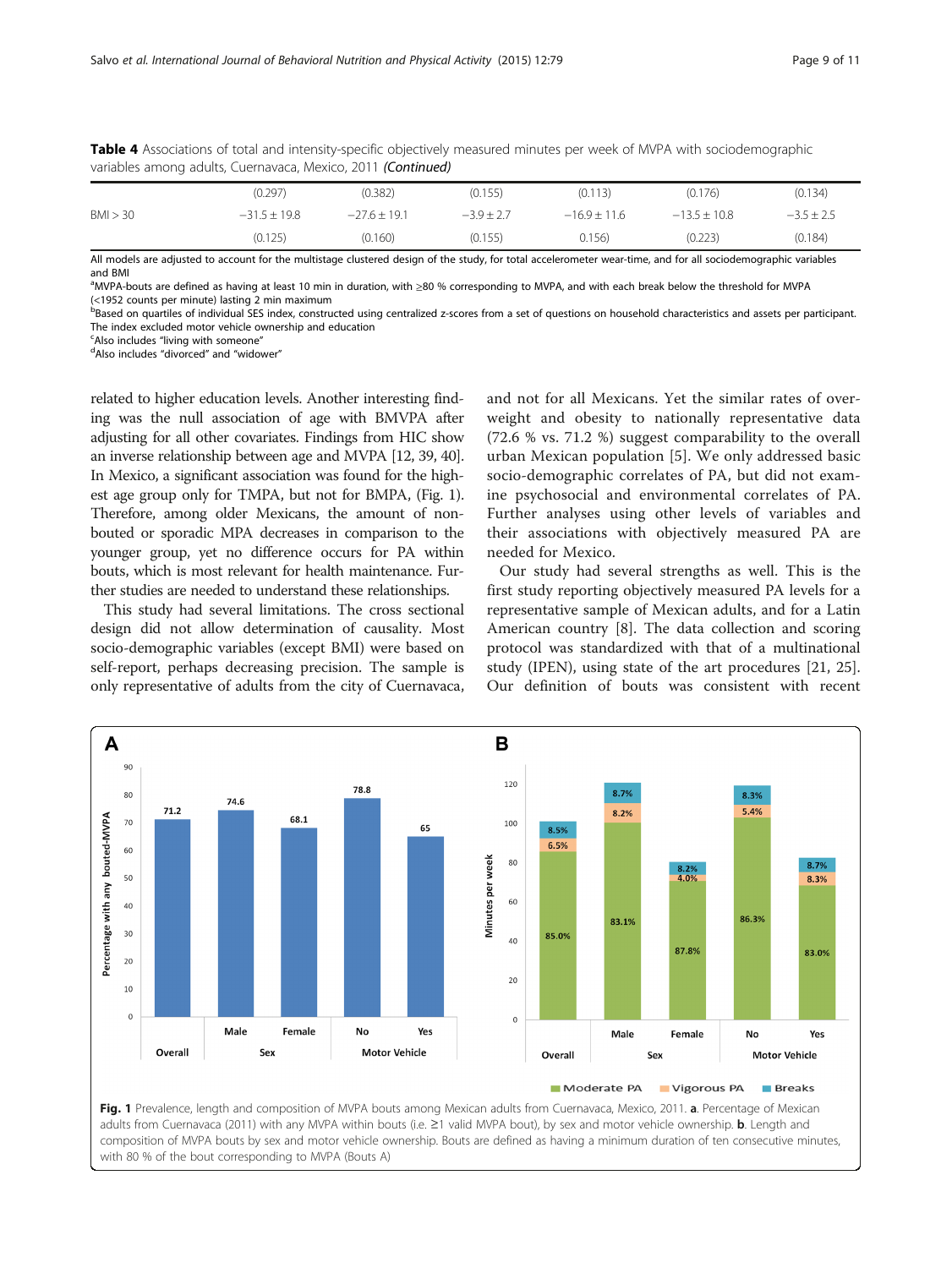**Table 4** Associations of total and intensity-specific objectively measured minutes per week of MVPA with sociodemographic variables among adults, Cuernavaca, Mexico, 2011 *(Continued)*

| | | | | | | |
|---|---|---|---|---|---|---|
| | (0.297) | (0.382) | (0.155) | (0.113) | (0.176) | (0.134) |
| BMI > 30 | −31.5 ± 19.8 | −27.6 ± 19.1 | −3.9 ± 2.7 | −16.9 ± 11.6 | −13.5 ± 10.8 | −3.5 ± 2.5 |
| | (0.125) | (0.160) | (0.155) | 0.156) | (0.223) | (0.184) |

All models are adjusted to account for the multistage clustered design of the study, for total accelerometer wear-time, and for all sociodemographic variables and BMI

[a]MVPA-bouts are defined as having at least 10 min in duration, with ≥80 % corresponding to MVPA, and with each break below the threshold for MVPA (<1952 counts per minute) lasting 2 min maximum

[b]Based on quartiles of individual SES index, constructed using centralized z-scores from a set of questions on household characteristics and assets per participant. The index excluded motor vehicle ownership and education

[c]Also includes "living with someone"

[d]Also includes "divorced" and "widower"

related to higher education levels. Another interesting finding was the null association of age with BMVPA after adjusting for all other covariates. Findings from HIC show an inverse relationship between age and MVPA [12, 39, 40]. In Mexico, a significant association was found for the highest age group only for TMPA, but not for BMPA, (Fig. 1). Therefore, among older Mexicans, the amount of non-bouted or sporadic MPA decreases in comparison to the younger group, yet no difference occurs for PA within bouts, which is most relevant for health maintenance. Further studies are needed to understand these relationships.

This study had several limitations. The cross sectional design did not allow determination of causality. Most socio-demographic variables (except BMI) were based on self-report, perhaps decreasing precision. The sample is only representative of adults from the city of Cuernavaca, and not for all Mexicans. Yet the similar rates of overweight and obesity to nationally representative data (72.6 % vs. 71.2 %) suggest comparability to the overall urban Mexican population [5]. We only addressed basic socio-demographic correlates of PA, but did not examine psychosocial and environmental correlates of PA. Further analyses using other levels of variables and their associations with objectively measured PA are needed for Mexico.

Our study had several strengths as well. This is the first study reporting objectively measured PA levels for a representative sample of Mexican adults, and for a Latin American country [8]. The data collection and scoring protocol was standardized with that of a multinational study (IPEN), using state of the art procedures [21, 25]. Our definition of bouts was consistent with recent

**Fig. 1** Prevalence, length and composition of MVPA bouts among Mexican adults from Cuernavaca, Mexico, 2011. **a**. Percentage of Mexican adults from Cuernavaca (2011) with any MVPA within bouts (i.e. ≥1 valid MVPA bout), by sex and motor vehicle ownership. **b**. Length and composition of MVPA bouts by sex and motor vehicle ownership. Bouts are defined as having a minimum duration of ten consecutive minutes, with 80 % of the bout corresponding to MVPA (Bouts A)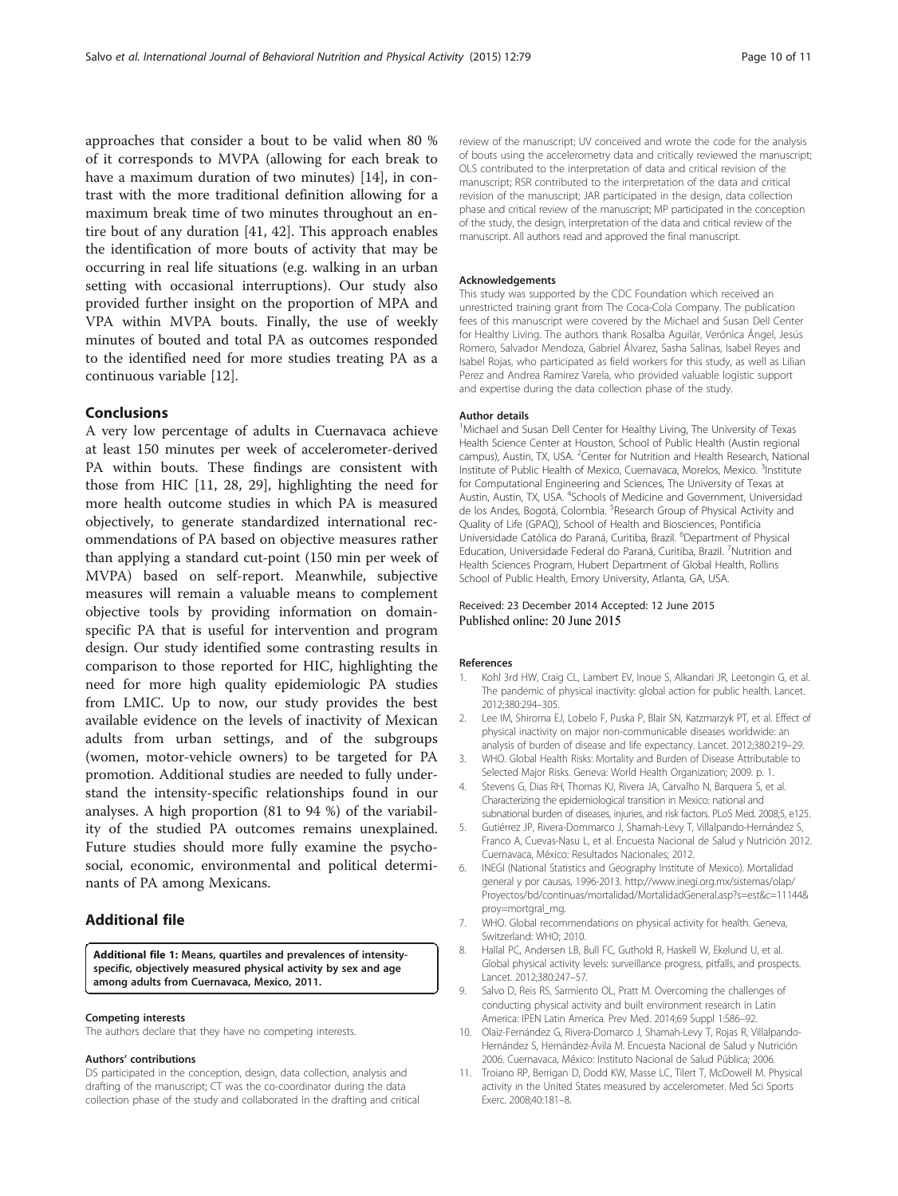approaches that consider a bout to be valid when 80 % of it corresponds to MVPA (allowing for each break to have a maximum duration of two minutes) [14], in contrast with the more traditional definition allowing for a maximum break time of two minutes throughout an entire bout of any duration [41, 42]. This approach enables the identification of more bouts of activity that may be occurring in real life situations (e.g. walking in an urban setting with occasional interruptions). Our study also provided further insight on the proportion of MPA and VPA within MVPA bouts. Finally, the use of weekly minutes of bouted and total PA as outcomes responded to the identified need for more studies treating PA as a continuous variable [12].

## Conclusions

A very low percentage of adults in Cuernavaca achieve at least 150 minutes per week of accelerometer-derived PA within bouts. These findings are consistent with those from HIC [11, 28, 29], highlighting the need for more health outcome studies in which PA is measured objectively, to generate standardized international recommendations of PA based on objective measures rather than applying a standard cut-point (150 min per week of MVPA) based on self-report. Meanwhile, subjective measures will remain a valuable means to complement objective tools by providing information on domain-specific PA that is useful for intervention and program design. Our study identified some contrasting results in comparison to those reported for HIC, highlighting the need for more high quality epidemiologic PA studies from LMIC. Up to now, our study provides the best available evidence on the levels of inactivity of Mexican adults from urban settings, and of the subgroups (women, motor-vehicle owners) to be targeted for PA promotion. Additional studies are needed to fully understand the intensity-specific relationships found in our analyses. A high proportion (81 to 94 %) of the variability of the studied PA outcomes remains unexplained. Future studies should more fully examine the psychosocial, economic, environmental and political determinants of PA among Mexicans.

## Additional file

**Additional file 1: Means, quartiles and prevalences of intensity-specific, objectively measured physical activity by sex and age among adults from Cuernavaca, Mexico, 2011.**

#### Competing interests

The authors declare that they have no competing interests.

#### Authors' contributions

DS participated in the conception, design, data collection, analysis and drafting of the manuscript; CT was the co-coordinator during the data collection phase of the study and collaborated in the drafting and critical review of the manuscript; UV conceived and wrote the code for the analysis of bouts using the accelerometry data and critically reviewed the manuscript; OLS contributed to the interpretation of data and critical revision of the manuscript; RSR contributed to the interpretation of the data and critical revision of the manuscript; JAR participated in the design, data collection phase and critical review of the manuscript; MP participated in the conception of the study, the design, interpretation of the data and critical review of the manuscript. All authors read and approved the final manuscript.

#### Acknowledgements

This study was supported by the CDC Foundation which received an unrestricted training grant from The Coca-Cola Company. The publication fees of this manuscript were covered by the Michael and Susan Dell Center for Healthy Living. The authors thank Rosalba Aguilar, Verónica Ángel, Jesús Romero, Salvador Mendoza, Gabriel Álvarez, Sasha Salinas, Isabel Reyes and Isabel Rojas, who participated as field workers for this study, as well as Lilian Perez and Andrea Ramirez Varela, who provided valuable logistic support and expertise during the data collection phase of the study.

#### Author details

[1]Michael and Susan Dell Center for Healthy Living, The University of Texas Health Science Center at Houston, School of Public Health (Austin regional campus), Austin, TX, USA. [2]Center for Nutrition and Health Research, National Institute of Public Health of Mexico, Cuernavaca, Morelos, Mexico. [3]Institute for Computational Engineering and Sciences, The University of Texas at Austin, Austin, TX, USA. [4]Schools of Medicine and Government, Universidad de los Andes, Bogotá, Colombia. [5]Research Group of Physical Activity and Quality of Life (GPAQ), School of Health and Biosciences, Pontificia Universidade Católica do Paraná, Curitiba, Brazil. [6]Department of Physical Education, Universidade Federal do Paraná, Curitiba, Brazil. [7]Nutrition and Health Sciences Program, Hubert Department of Global Health, Rollins School of Public Health, Emory University, Atlanta, GA, USA.

Received: 23 December 2014 Accepted: 12 June 2015
Published online: 20 June 2015

#### References

1. Kohl 3rd HW, Craig CL, Lambert EV, Inoue S, Alkandari JR, Leetongin G, et al. The pandemic of physical inactivity: global action for public health. Lancet. 2012;380:294–305.
2. Lee IM, Shiroma EJ, Lobelo F, Puska P, Blair SN, Katzmarzyk PT, et al. Effect of physical inactivity on major non-communicable diseases worldwide: an analysis of burden of disease and life expectancy. Lancet. 2012;380:219–29.
3. WHO. Global Health Risks: Mortality and Burden of Disease Attributable to Selected Major Risks. Geneva: World Health Organization; 2009. p. 1.
4. Stevens G, Dias RH, Thomas KJ, Rivera JA, Carvalho N, Barquera S, et al. Characterizing the epidemiological transition in Mexico: national and subnational burden of diseases, injuries, and risk factors. PLoS Med. 2008;5, e125.
5. Gutiérrez JP, Rivera-Dommarco J, Shamah-Levy T, Villalpando-Hernández S, Franco A, Cuevas-Nasu L, et al. Encuesta Nacional de Salud y Nutrición 2012. Cuernavaca, México: Resultados Nacionales; 2012.
6. INEGI (National Statistics and Geography Institute of Mexico). Mortalidad general y por causas, 1996-2013. http://www.inegi.org.mx/sistemas/olap/Proyectos/bd/continuas/mortalidad/MortalidadGeneral.asp?s=est&c=11144&proy=mortgral_mg.
7. WHO. Global recommendations on physical activity for health. Geneva, Switzerland: WHO; 2010.
8. Hallal PC, Andersen LB, Bull FC, Guthold R, Haskell W, Ekelund U, et al. Global physical activity levels: surveillance progress, pitfalls, and prospects. Lancet. 2012;380:247–57.
9. Salvo D, Reis RS, Sarmiento OL, Pratt M. Overcoming the challenges of conducting physical activity and built environment research in Latin America: IPEN Latin America. Prev Med. 2014;69 Suppl 1:S86–92.
10. Olaiz-Fernández G, Rivera-Domarco J, Shamah-Levy T, Rojas R, Villalpando-Hernández S, Hernández-Ávila M. Encuesta Nacional de Salud y Nutrición 2006. Cuernavaca, México: Instituto Nacional de Salud Pública; 2006.
11. Troiano RP, Berrigan D, Dodd KW, Masse LC, Tilert T, McDowell M. Physical activity in the United States measured by accelerometer. Med Sci Sports Exerc. 2008;40:181–8.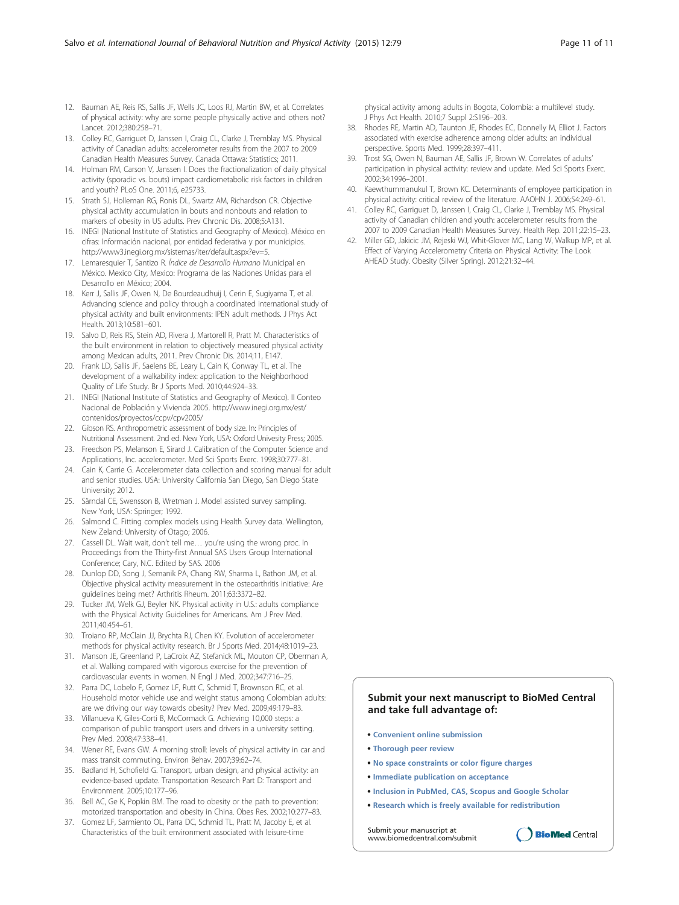12. Bauman AE, Reis RS, Sallis JF, Wells JC, Loos RJ, Martin BW, et al. Correlates of physical activity: why are some people physically active and others not? Lancet. 2012;380:258–71.
13. Colley RC, Garriguet D, Janssen I, Craig CL, Clarke J, Tremblay MS. Physical activity of Canadian adults: accelerometer results from the 2007 to 2009 Canadian Health Measures Survey. Canada Ottawa: Statistics; 2011.
14. Holman RM, Carson V, Janssen I. Does the fractionalization of daily physical activity (sporadic vs. bouts) impact cardiometabolic risk factors in children and youth? PLoS One. 2011;6, e25733.
15. Strath SJ, Holleman RG, Ronis DL, Swartz AM, Richardson CR. Objective physical activity accumulation in bouts and nonbouts and relation to markers of obesity in US adults. Prev Chronic Dis. 2008;5:A131.
16. INEGI (National Institute of Statistics and Geography of Mexico). México en cifras: Información nacional, por entidad federativa y por municipios. http://www3.inegi.org.mx/sistemas/iter/default.aspx?ev=5.
17. Lemaresquier T, Santizo R. *Índice de Desarrollo Humano* Municipal en México. Mexico City, Mexico: Programa de las Naciones Unidas para el Desarrollo en México; 2004.
18. Kerr J, Sallis JF, Owen N, De Bourdeaudhuij I, Cerin E, Sugiyama T, et al. Advancing science and policy through a coordinated international study of physical activity and built environments: IPEN adult methods. J Phys Act Health. 2013;10:581–601.
19. Salvo D, Reis RS, Stein AD, Rivera J, Martorell R, Pratt M. Characteristics of the built environment in relation to objectively measured physical activity among Mexican adults, 2011. Prev Chronic Dis. 2014;11, E147.
20. Frank LD, Sallis JF, Saelens BE, Leary L, Cain K, Conway TL, et al. The development of a walkability index: application to the Neighborhood Quality of Life Study. Br J Sports Med. 2010;44:924–33.
21. INEGI (National Institute of Statistics and Geography of Mexico). II Conteo Nacional de Población y Vivienda 2005. http://www.inegi.org.mx/est/contenidos/proyectos/ccpv/cpv2005/
22. Gibson RS. Anthropometric assessment of body size. In: Principles of Nutritional Assessment. 2nd ed. New York, USA: Oxford Univesity Press; 2005.
23. Freedson PS, Melanson E, Sirard J. Calibration of the Computer Science and Applications, Inc. accelerometer. Med Sci Sports Exerc. 1998;30:777–81.
24. Cain K, Carrie G. Accelerometer data collection and scoring manual for adult and senior studies. USA: University California San Diego, San Diego State University; 2012.
25. Särndal CE, Swensson B, Wretman J. Model assisted survey sampling. New York, USA: Springer; 1992.
26. Salmond C. Fitting complex models using Health Survey data. Wellington, New Zeland: University of Otago; 2006.
27. Cassell DL. Wait wait, don't tell me… you're using the wrong proc. In Proceedings from the Thirty-first Annual SAS Users Group International Conference; Cary, N.C. Edited by SAS. 2006
28. Dunlop DD, Song J, Semanik PA, Chang RW, Sharma L, Bathon JM, et al. Objective physical activity measurement in the osteoarthritis initiative: Are guidelines being met? Arthritis Rheum. 2011;63:3372–82.
29. Tucker JM, Welk GJ, Beyler NK. Physical activity in U.S.: adults compliance with the Physical Activity Guidelines for Americans. Am J Prev Med. 2011;40:454–61.
30. Troiano RP, McClain JJ, Brychta RJ, Chen KY. Evolution of accelerometer methods for physical activity research. Br J Sports Med. 2014;48:1019–23.
31. Manson JE, Greenland P, LaCroix AZ, Stefanick ML, Mouton CP, Oberman A, et al. Walking compared with vigorous exercise for the prevention of cardiovascular events in women. N Engl J Med. 2002;347:716–25.
32. Parra DC, Lobelo F, Gomez LF, Rutt C, Schmid T, Brownson RC, et al. Household motor vehicle use and weight status among Colombian adults: are we driving our way towards obesity? Prev Med. 2009;49:179–83.
33. Villanueva K, Giles-Corti B, McCormack G. Achieving 10,000 steps: a comparison of public transport users and drivers in a university setting. Prev Med. 2008;47:338–41.
34. Wener RE, Evans GW. A morning stroll: levels of physical activity in car and mass transit commuting. Environ Behav. 2007;39:62–74.
35. Badland H, Schofield G. Transport, urban design, and physical activity: an evidence-based update. Transportation Research Part D: Transport and Environment. 2005;10:177–96.
36. Bell AC, Ge K, Popkin BM. The road to obesity or the path to prevention: motorized transportation and obesity in China. Obes Res. 2002;10:277–83.
37. Gomez LF, Sarmiento OL, Parra DC, Schmid TL, Pratt M, Jacoby E, et al. Characteristics of the built environment associated with leisure-time physical activity among adults in Bogota, Colombia: a multilevel study. J Phys Act Health. 2010;7 Suppl 2:S196–203.
38. Rhodes RE, Martin AD, Taunton JE, Rhodes EC, Donnelly M, Elliot J. Factors associated with exercise adherence among older adults: an individual perspective. Sports Med. 1999;28:397–411.
39. Trost SG, Owen N, Bauman AE, Sallis JF, Brown W. Correlates of adults' participation in physical activity: review and update. Med Sci Sports Exerc. 2002;34:1996–2001.
40. Kaewthummanukul T, Brown KC. Determinants of employee participation in physical activity: critical review of the literature. AAOHN J. 2006;54:249–61.
41. Colley RC, Garriguet D, Janssen I, Craig CL, Clarke J, Tremblay MS. Physical activity of Canadian children and youth: accelerometer results from the 2007 to 2009 Canadian Health Measures Survey. Health Rep. 2011;22:15–23.
42. Miller GD, Jakicic JM, Rejeski WJ, Whit-Glover MC, Lang W, Walkup MP, et al. Effect of Varying Accelerometry Criteria on Physical Activity: The Look AHEAD Study. Obesity (Silver Spring). 2012;21:32–44.

**Submit your next manuscript to BioMed Central and take full advantage of:**

- **Convenient online submission**
- **Thorough peer review**
- **No space constraints or color figure charges**
- **Immediate publication on acceptance**
- **Inclusion in PubMed, CAS, Scopus and Google Scholar**
- **Research which is freely available for redistribution**

Submit your manuscript at www.biomedcentral.com/submit

BioMed Central